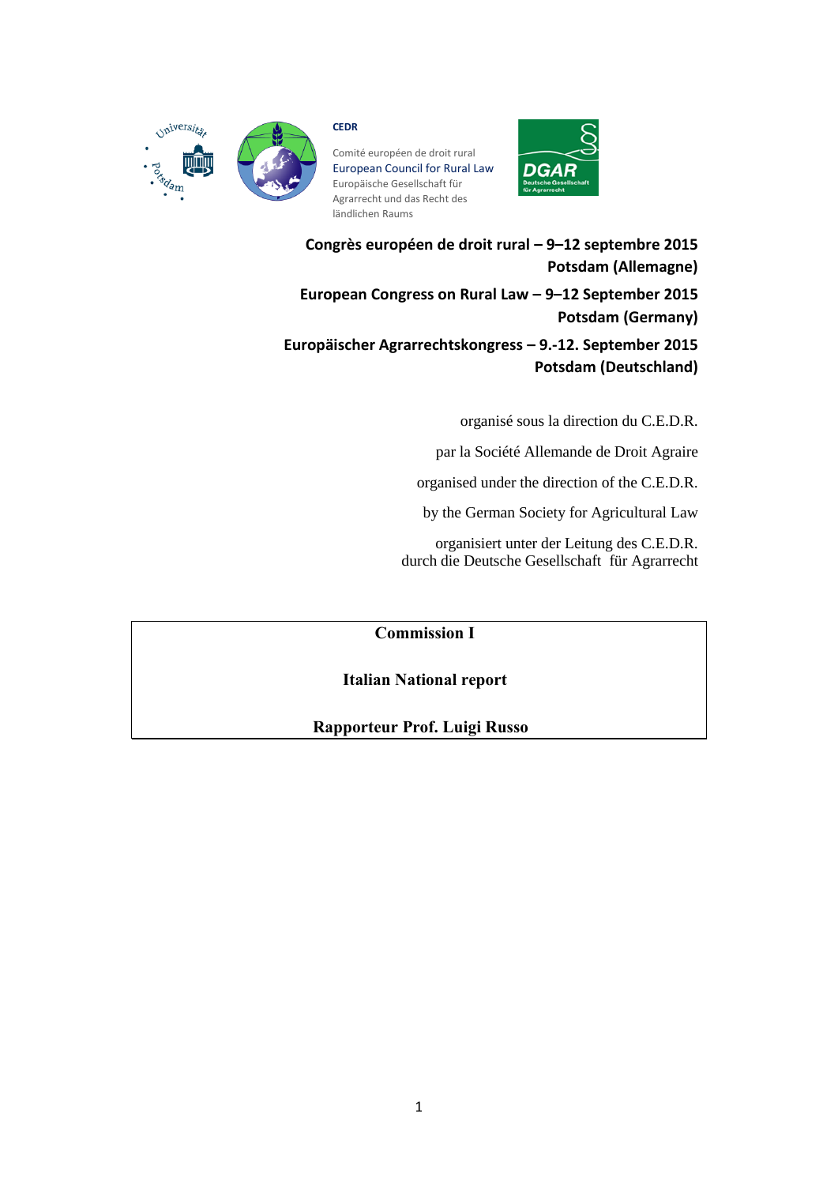CEDR

Comité européen de droit rural
European Council for Rural Law
Europäische Gesellschaft für Agrarrecht und das Recht des ländlichen Raums

**Congrès européen de droit rural – 9–12 septembre 2015**
**Potsdam (Allemagne)**

**European Congress on Rural Law – 9–12 September 2015**
**Potsdam (Germany)**

**Europäischer Agrarrechtskongress – 9.-12. September 2015**
**Potsdam (Deutschland)**

organisé sous la direction du C.E.D.R.

par la Société Allemande de Droit Agraire

organised under the direction of the C.E.D.R.

by the German Society for Agricultural Law

organisiert unter der Leitung des C.E.D.R.
durch die Deutsche Gesellschaft für Agrarrecht

**Commission I**

**Italian National report**

**Rapporteur Prof. Luigi Russo**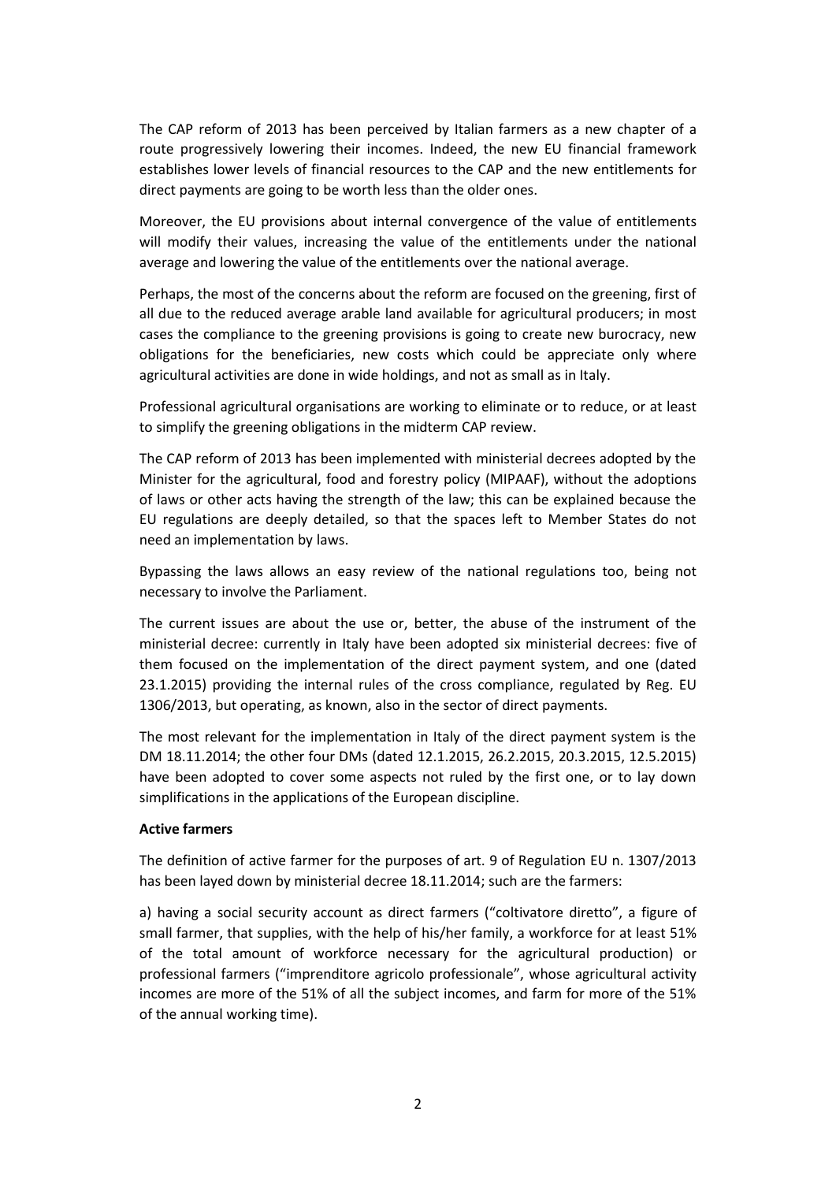The CAP reform of 2013 has been perceived by Italian farmers as a new chapter of a route progressively lowering their incomes. Indeed, the new EU financial framework establishes lower levels of financial resources to the CAP and the new entitlements for direct payments are going to be worth less than the older ones.

Moreover, the EU provisions about internal convergence of the value of entitlements will modify their values, increasing the value of the entitlements under the national average and lowering the value of the entitlements over the national average.

Perhaps, the most of the concerns about the reform are focused on the greening, first of all due to the reduced average arable land available for agricultural producers; in most cases the compliance to the greening provisions is going to create new burocracy, new obligations for the beneficiaries, new costs which could be appreciate only where agricultural activities are done in wide holdings, and not as small as in Italy.

Professional agricultural organisations are working to eliminate or to reduce, or at least to simplify the greening obligations in the midterm CAP review.

The CAP reform of 2013 has been implemented with ministerial decrees adopted by the Minister for the agricultural, food and forestry policy (MIPAAF), without the adoptions of laws or other acts having the strength of the law; this can be explained because the EU regulations are deeply detailed, so that the spaces left to Member States do not need an implementation by laws.

Bypassing the laws allows an easy review of the national regulations too, being not necessary to involve the Parliament.

The current issues are about the use or, better, the abuse of the instrument of the ministerial decree: currently in Italy have been adopted six ministerial decrees: five of them focused on the implementation of the direct payment system, and one (dated 23.1.2015) providing the internal rules of the cross compliance, regulated by Reg. EU 1306/2013, but operating, as known, also in the sector of direct payments.

The most relevant for the implementation in Italy of the direct payment system is the DM 18.11.2014; the other four DMs (dated 12.1.2015, 26.2.2015, 20.3.2015, 12.5.2015) have been adopted to cover some aspects not ruled by the first one, or to lay down simplifications in the applications of the European discipline.

**Active farmers**

The definition of active farmer for the purposes of art. 9 of Regulation EU n. 1307/2013 has been layed down by ministerial decree 18.11.2014; such are the farmers:

a) having a social security account as direct farmers ("coltivatore diretto", a figure of small farmer, that supplies, with the help of his/her family, a workforce for at least 51% of the total amount of workforce necessary for the agricultural production) or professional farmers ("imprenditore agricolo professionale", whose agricultural activity incomes are more of the 51% of all the subject incomes, and farm for more of the 51% of the annual working time).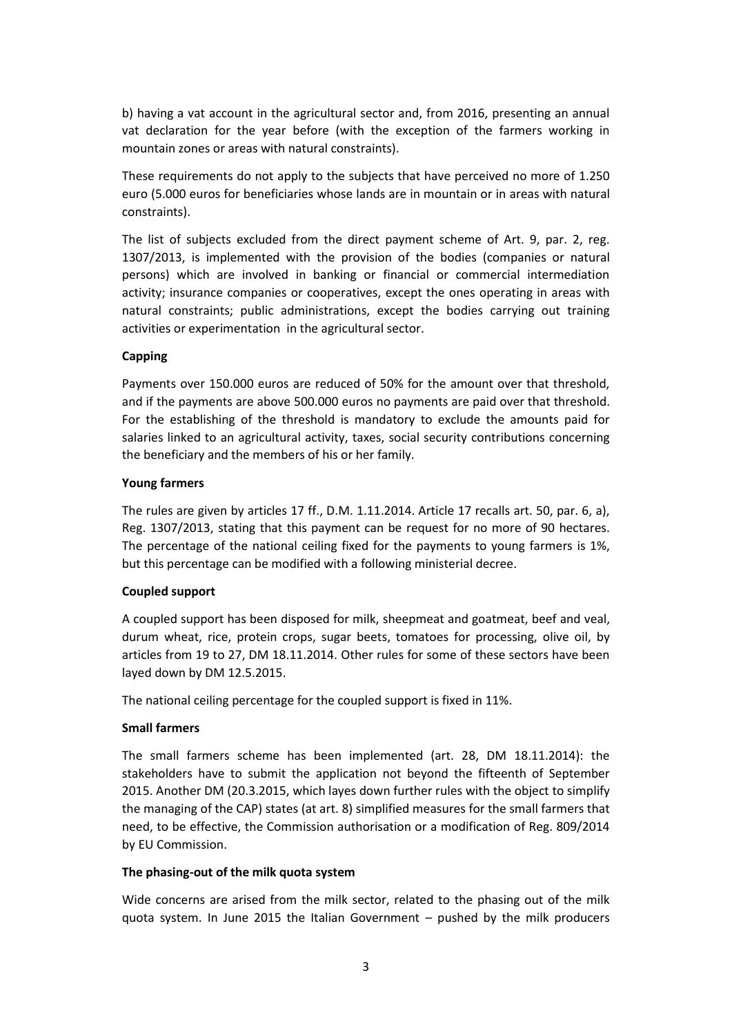b) having a vat account in the agricultural sector and, from 2016, presenting an annual vat declaration for the year before (with the exception of the farmers working in mountain zones or areas with natural constraints).

These requirements do not apply to the subjects that have perceived no more of 1.250 euro (5.000 euros for beneficiaries whose lands are in mountain or in areas with natural constraints).

The list of subjects excluded from the direct payment scheme of Art. 9, par. 2, reg. 1307/2013, is implemented with the provision of the bodies (companies or natural persons) which are involved in banking or financial or commercial intermediation activity; insurance companies or cooperatives, except the ones operating in areas with natural constraints; public administrations, except the bodies carrying out training activities or experimentation in the agricultural sector.

**Capping**

Payments over 150.000 euros are reduced of 50% for the amount over that threshold, and if the payments are above 500.000 euros no payments are paid over that threshold. For the establishing of the threshold is mandatory to exclude the amounts paid for salaries linked to an agricultural activity, taxes, social security contributions concerning the beneficiary and the members of his or her family.

**Young farmers**

The rules are given by articles 17 ff., D.M. 1.11.2014. Article 17 recalls art. 50, par. 6, a), Reg. 1307/2013, stating that this payment can be request for no more of 90 hectares. The percentage of the national ceiling fixed for the payments to young farmers is 1%, but this percentage can be modified with a following ministerial decree.

**Coupled support**

A coupled support has been disposed for milk, sheepmeat and goatmeat, beef and veal, durum wheat, rice, protein crops, sugar beets, tomatoes for processing, olive oil, by articles from 19 to 27, DM 18.11.2014. Other rules for some of these sectors have been layed down by DM 12.5.2015.

The national ceiling percentage for the coupled support is fixed in 11%.

**Small farmers**

The small farmers scheme has been implemented (art. 28, DM 18.11.2014): the stakeholders have to submit the application not beyond the fifteenth of September 2015. Another DM (20.3.2015, which layes down further rules with the object to simplify the managing of the CAP) states (at art. 8) simplified measures for the small farmers that need, to be effective, the Commission authorisation or a modification of Reg. 809/2014 by EU Commission.

**The phasing-out of the milk quota system**

Wide concerns are arised from the milk sector, related to the phasing out of the milk quota system. In June 2015 the Italian Government – pushed by the milk producers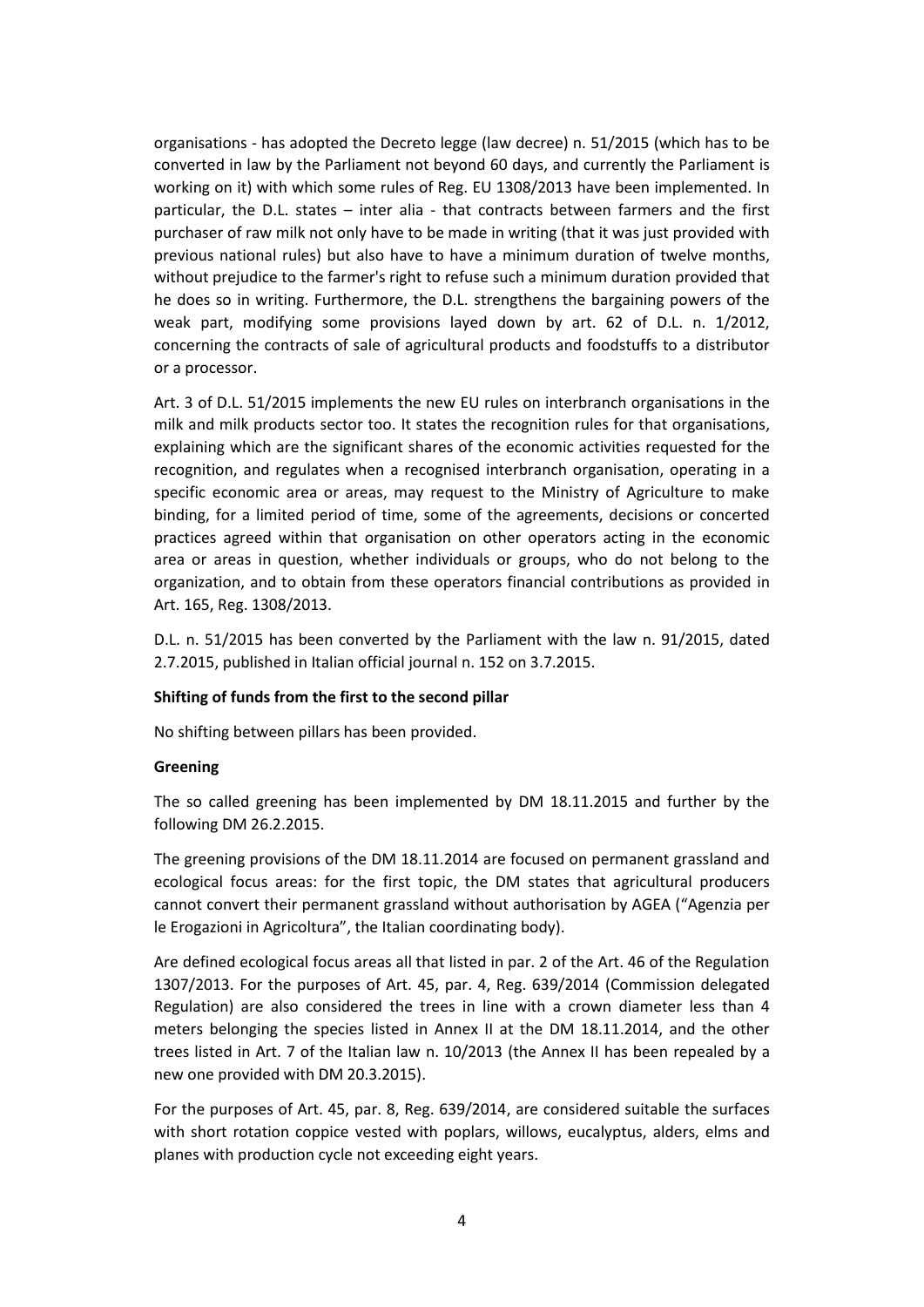organisations - has adopted the Decreto legge (law decree) n. 51/2015 (which has to be converted in law by the Parliament not beyond 60 days, and currently the Parliament is working on it) with which some rules of Reg. EU 1308/2013 have been implemented. In particular, the D.L. states – inter alia - that contracts between farmers and the first purchaser of raw milk not only have to be made in writing (that it was just provided with previous national rules) but also have to have a minimum duration of twelve months, without prejudice to the farmer's right to refuse such a minimum duration provided that he does so in writing. Furthermore, the D.L. strengthens the bargaining powers of the weak part, modifying some provisions layed down by art. 62 of D.L. n. 1/2012, concerning the contracts of sale of agricultural products and foodstuffs to a distributor or a processor.

Art. 3 of D.L. 51/2015 implements the new EU rules on interbranch organisations in the milk and milk products sector too. It states the recognition rules for that organisations, explaining which are the significant shares of the economic activities requested for the recognition, and regulates when a recognised interbranch organisation, operating in a specific economic area or areas, may request to the Ministry of Agriculture to make binding, for a limited period of time, some of the agreements, decisions or concerted practices agreed within that organisation on other operators acting in the economic area or areas in question, whether individuals or groups, who do not belong to the organization, and to obtain from these operators financial contributions as provided in Art. 165, Reg. 1308/2013.

D.L. n. 51/2015 has been converted by the Parliament with the law n. 91/2015, dated 2.7.2015, published in Italian official journal n. 152 on 3.7.2015.

**Shifting of funds from the first to the second pillar**

No shifting between pillars has been provided.

**Greening**

The so called greening has been implemented by DM 18.11.2015 and further by the following DM 26.2.2015.

The greening provisions of the DM 18.11.2014 are focused on permanent grassland and ecological focus areas: for the first topic, the DM states that agricultural producers cannot convert their permanent grassland without authorisation by AGEA ("Agenzia per le Erogazioni in Agricoltura", the Italian coordinating body).

Are defined ecological focus areas all that listed in par. 2 of the Art. 46 of the Regulation 1307/2013. For the purposes of Art. 45, par. 4, Reg. 639/2014 (Commission delegated Regulation) are also considered the trees in line with a crown diameter less than 4 meters belonging the species listed in Annex II at the DM 18.11.2014, and the other trees listed in Art. 7 of the Italian law n. 10/2013 (the Annex II has been repealed by a new one provided with DM 20.3.2015).

For the purposes of Art. 45, par. 8, Reg. 639/2014, are considered suitable the surfaces with short rotation coppice vested with poplars, willows, eucalyptus, alders, elms and planes with production cycle not exceeding eight years.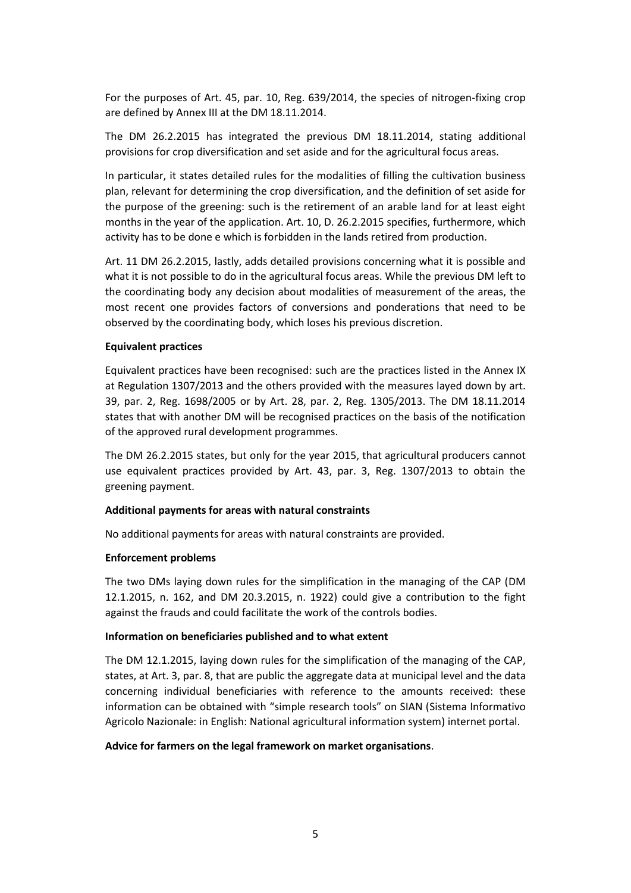For the purposes of Art. 45, par. 10, Reg. 639/2014, the species of nitrogen-fixing crop are defined by Annex III at the DM 18.11.2014.

The DM 26.2.2015 has integrated the previous DM 18.11.2014, stating additional provisions for crop diversification and set aside and for the agricultural focus areas.

In particular, it states detailed rules for the modalities of filling the cultivation business plan, relevant for determining the crop diversification, and the definition of set aside for the purpose of the greening: such is the retirement of an arable land for at least eight months in the year of the application. Art. 10, D. 26.2.2015 specifies, furthermore, which activity has to be done e which is forbidden in the lands retired from production.

Art. 11 DM 26.2.2015, lastly, adds detailed provisions concerning what it is possible and what it is not possible to do in the agricultural focus areas. While the previous DM left to the coordinating body any decision about modalities of measurement of the areas, the most recent one provides factors of conversions and ponderations that need to be observed by the coordinating body, which loses his previous discretion.

**Equivalent practices**

Equivalent practices have been recognised: such are the practices listed in the Annex IX at Regulation 1307/2013 and the others provided with the measures layed down by art. 39, par. 2, Reg. 1698/2005 or by Art. 28, par. 2, Reg. 1305/2013. The DM 18.11.2014 states that with another DM will be recognised practices on the basis of the notification of the approved rural development programmes.

The DM 26.2.2015 states, but only for the year 2015, that agricultural producers cannot use equivalent practices provided by Art. 43, par. 3, Reg. 1307/2013 to obtain the greening payment.

**Additional payments for areas with natural constraints**

No additional payments for areas with natural constraints are provided.

**Enforcement problems**

The two DMs laying down rules for the simplification in the managing of the CAP (DM 12.1.2015, n. 162, and DM 20.3.2015, n. 1922) could give a contribution to the fight against the frauds and could facilitate the work of the controls bodies.

**Information on beneficiaries published and to what extent**

The DM 12.1.2015, laying down rules for the simplification of the managing of the CAP, states, at Art. 3, par. 8, that are public the aggregate data at municipal level and the data concerning individual beneficiaries with reference to the amounts received: these information can be obtained with “simple research tools” on SIAN (Sistema Informativo Agricolo Nazionale: in English: National agricultural information system) internet portal.

**Advice for farmers on the legal framework on market organisations**.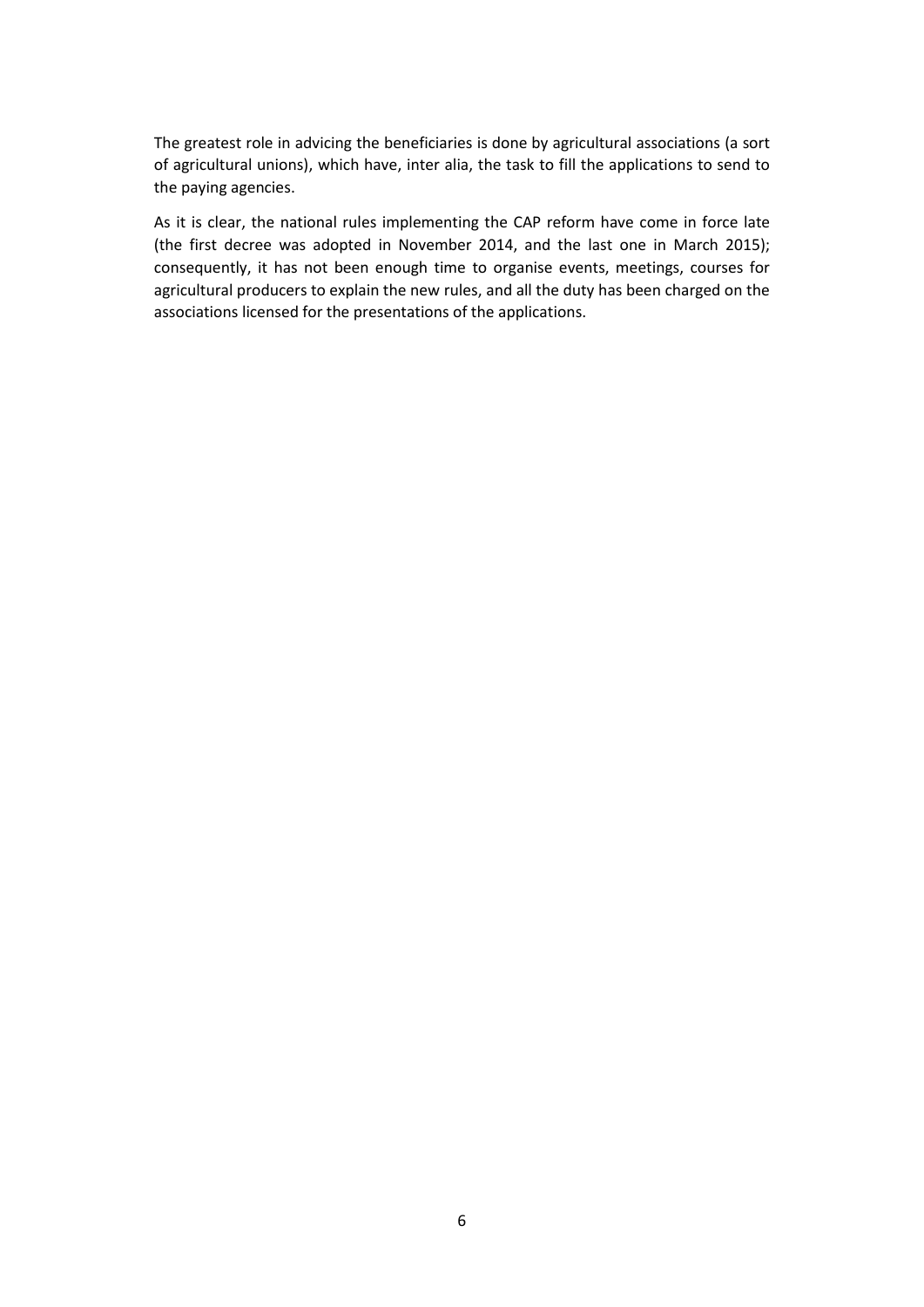The greatest role in advicing the beneficiaries is done by agricultural associations (a sort of agricultural unions), which have, inter alia, the task to fill the applications to send to the paying agencies.

As it is clear, the national rules implementing the CAP reform have come in force late (the first decree was adopted in November 2014, and the last one in March 2015); consequently, it has not been enough time to organise events, meetings, courses for agricultural producers to explain the new rules, and all the duty has been charged on the associations licensed for the presentations of the applications.